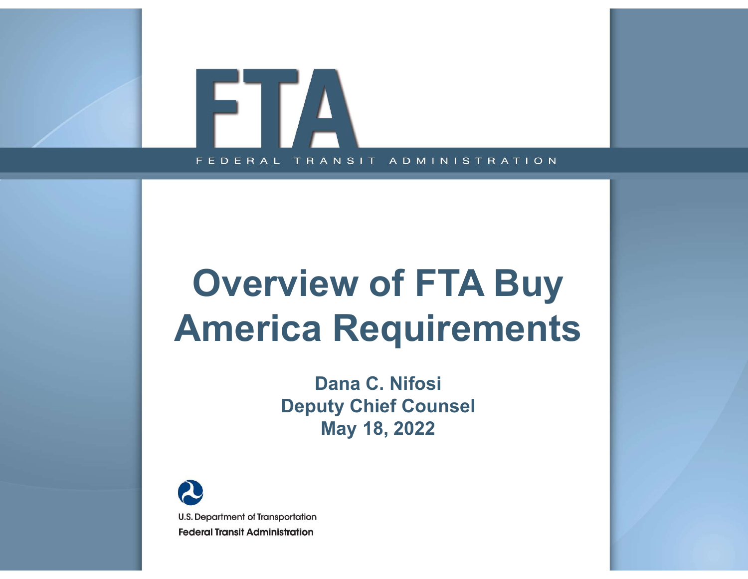FTA

FEDERAL TRANSIT ADMINISTRATION

# Overview of FTA Buy America Requirements

**Dana C. Nifosi**
**Deputy Chief Counsel**
**May 18, 2022**

U.S. Department of Transportation
**Federal Transit Administration**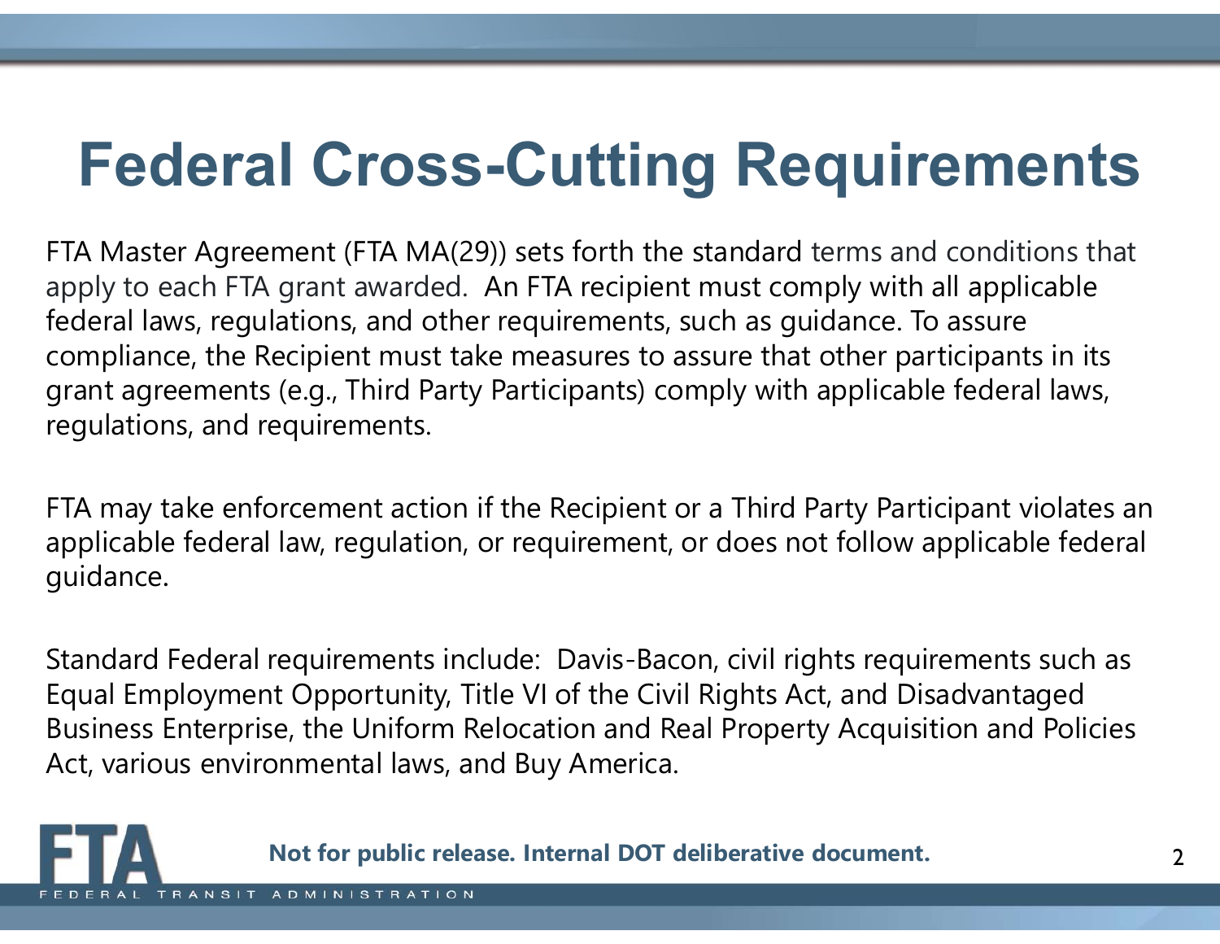# Federal Cross-Cutting Requirements

FTA Master Agreement (FTA MA(29)) sets forth the standard terms and conditions that apply to each FTA grant awarded. An FTA recipient must comply with all applicable federal laws, regulations, and other requirements, such as guidance. To assure compliance, the Recipient must take measures to assure that other participants in its grant agreements (e.g., Third Party Participants) comply with applicable federal laws, regulations, and requirements.

FTA may take enforcement action if the Recipient or a Third Party Participant violates an applicable federal law, regulation, or requirement, or does not follow applicable federal guidance.

Standard Federal requirements include: Davis-Bacon, civil rights requirements such as Equal Employment Opportunity, Title VI of the Civil Rights Act, and Disadvantaged Business Enterprise, the Uniform Relocation and Real Property Acquisition and Policies Act, various environmental laws, and Buy America.

**Not for public release. Internal DOT deliberative document.**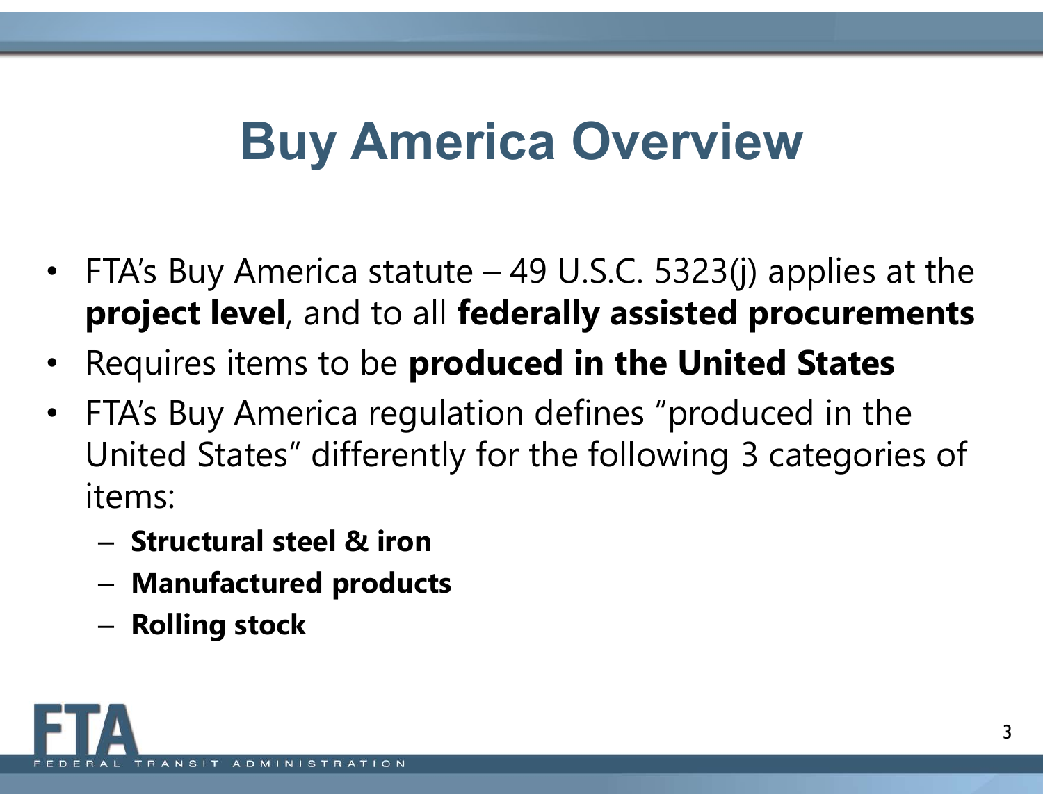# Buy America Overview

- FTA's Buy America statute – 49 U.S.C. 5323(j) applies at the **project level**, and to all **federally assisted procurements**
- Requires items to be **produced in the United States**
- FTA's Buy America regulation defines "produced in the United States" differently for the following 3 categories of items:
  - **Structural steel & iron**
  - **Manufactured products**
  - **Rolling stock**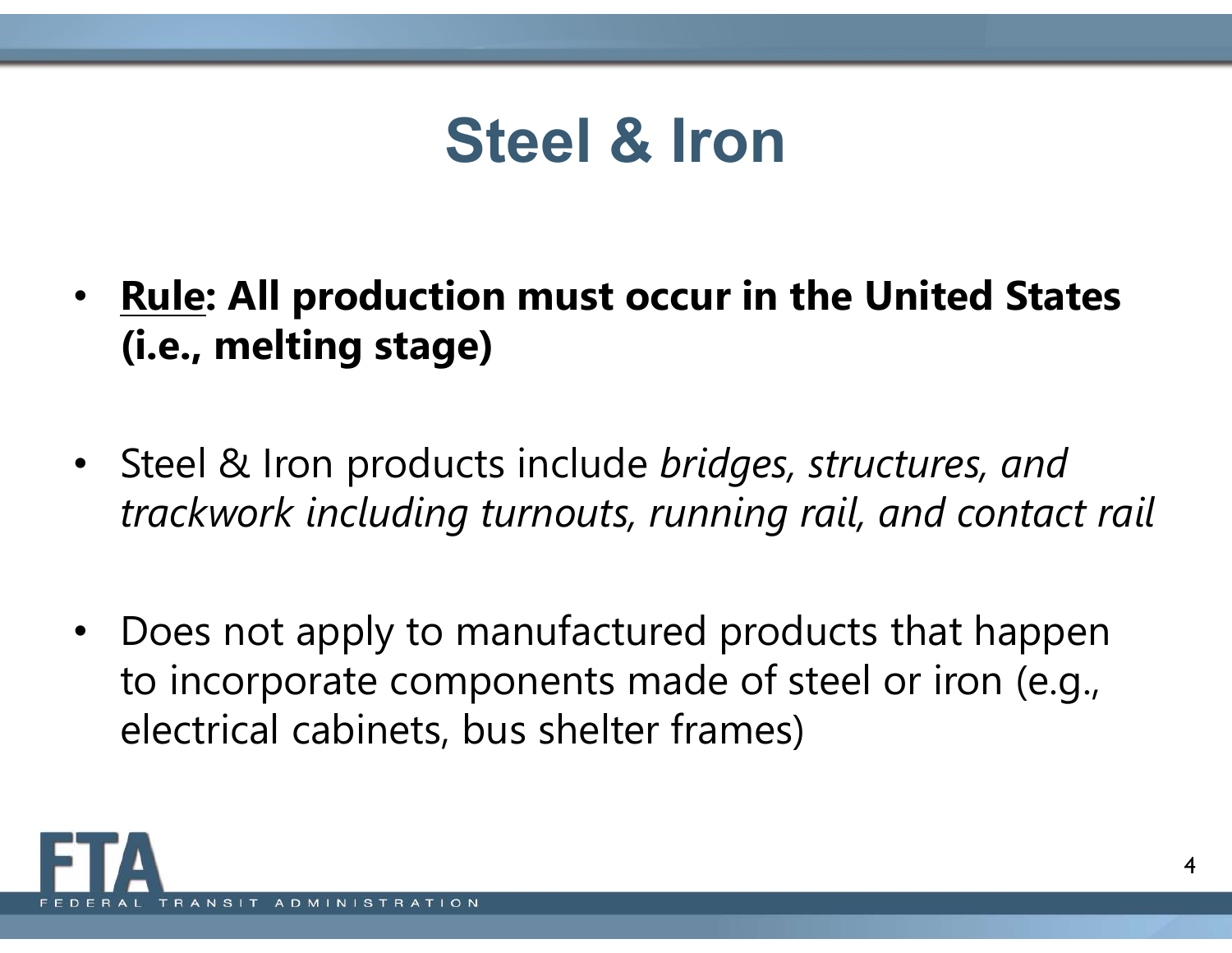# Steel & Iron

- **<u>Rule</u>: All production must occur in the United States (i.e., melting stage)**
- Steel & Iron products include *bridges, structures, and trackwork including turnouts, running rail, and contact rail*
- Does not apply to manufactured products that happen to incorporate components made of steel or iron (e.g., electrical cabinets, bus shelter frames)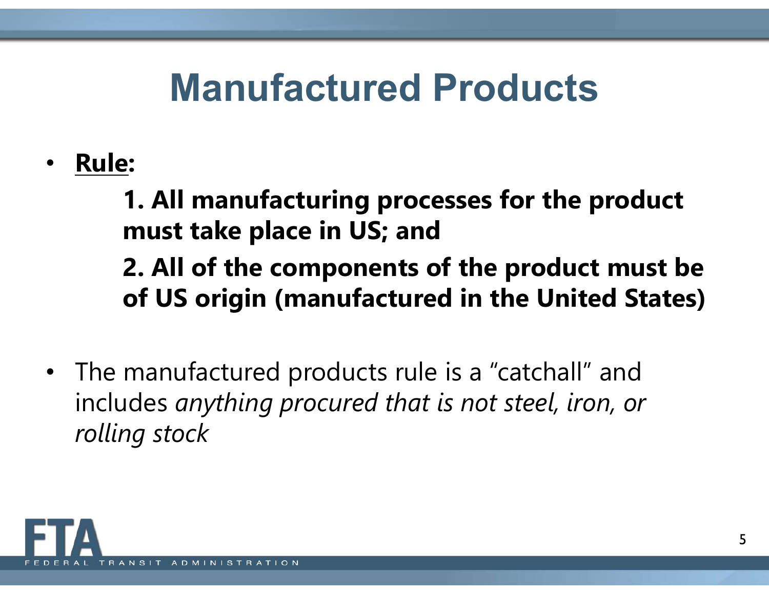# Manufactured Products

- **Rule:**

  **1. All manufacturing processes for the product must take place in US; and**

  **2. All of the components of the product must be of US origin (manufactured in the United States)**

- The manufactured products rule is a “catchall” and includes *anything procured that is not steel, iron, or rolling stock*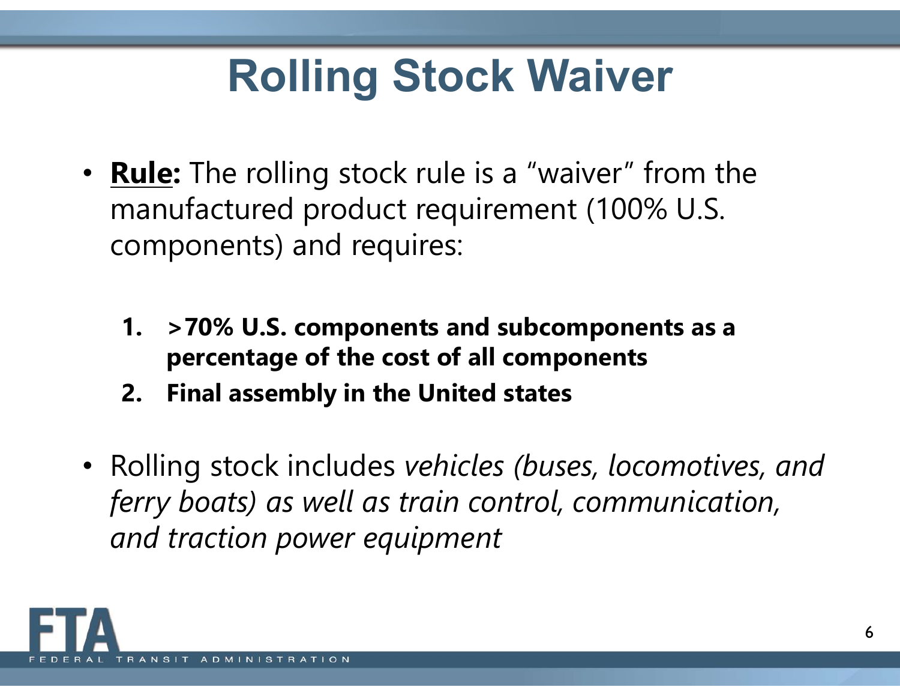# Rolling Stock Waiver

- **<u>Rule</u>:** The rolling stock rule is a "waiver" from the manufactured product requirement (100% U.S. components) and requires:

  1. **>70% U.S. components and subcomponents as a percentage of the cost of all components**
  2. **Final assembly in the United states**

- Rolling stock includes *vehicles (buses, locomotives, and ferry boats) as well as train control, communication, and traction power equipment*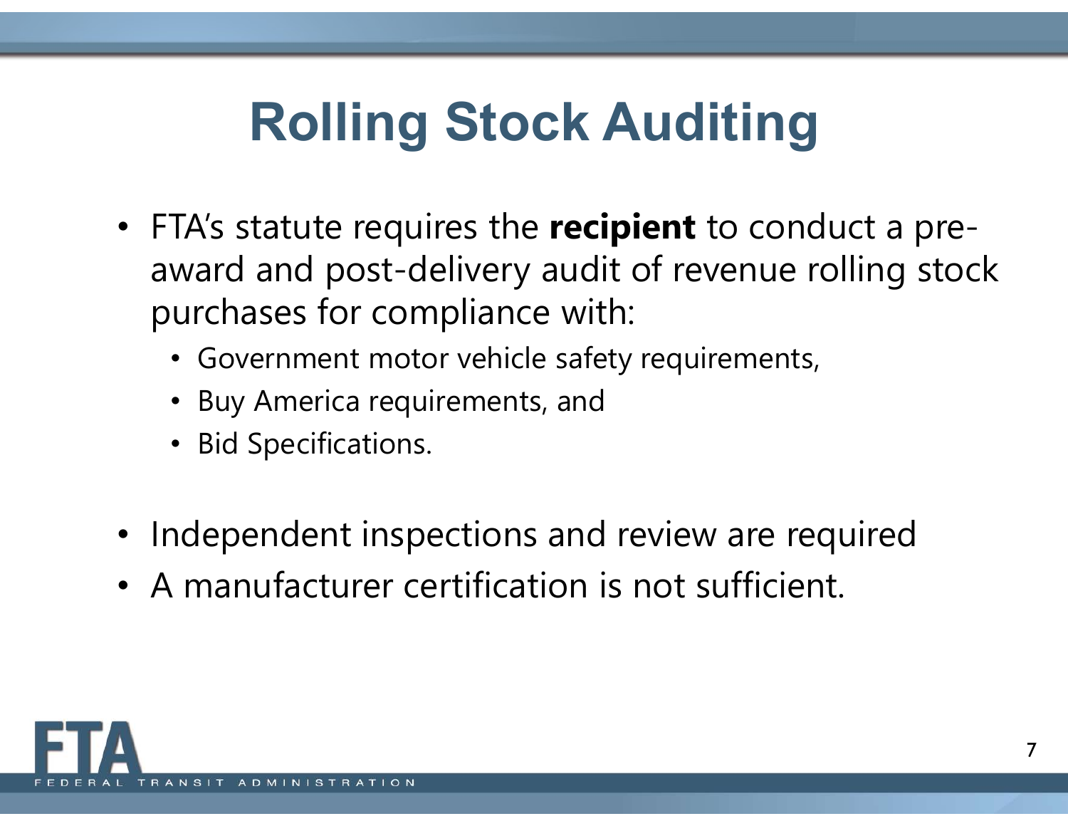# Rolling Stock Auditing

- FTA's statute requires the **recipient** to conduct a pre-award and post-delivery audit of revenue rolling stock purchases for compliance with:
  - Government motor vehicle safety requirements,
  - Buy America requirements, and
  - Bid Specifications.

- Independent inspections and review are required
- A manufacturer certification is not sufficient.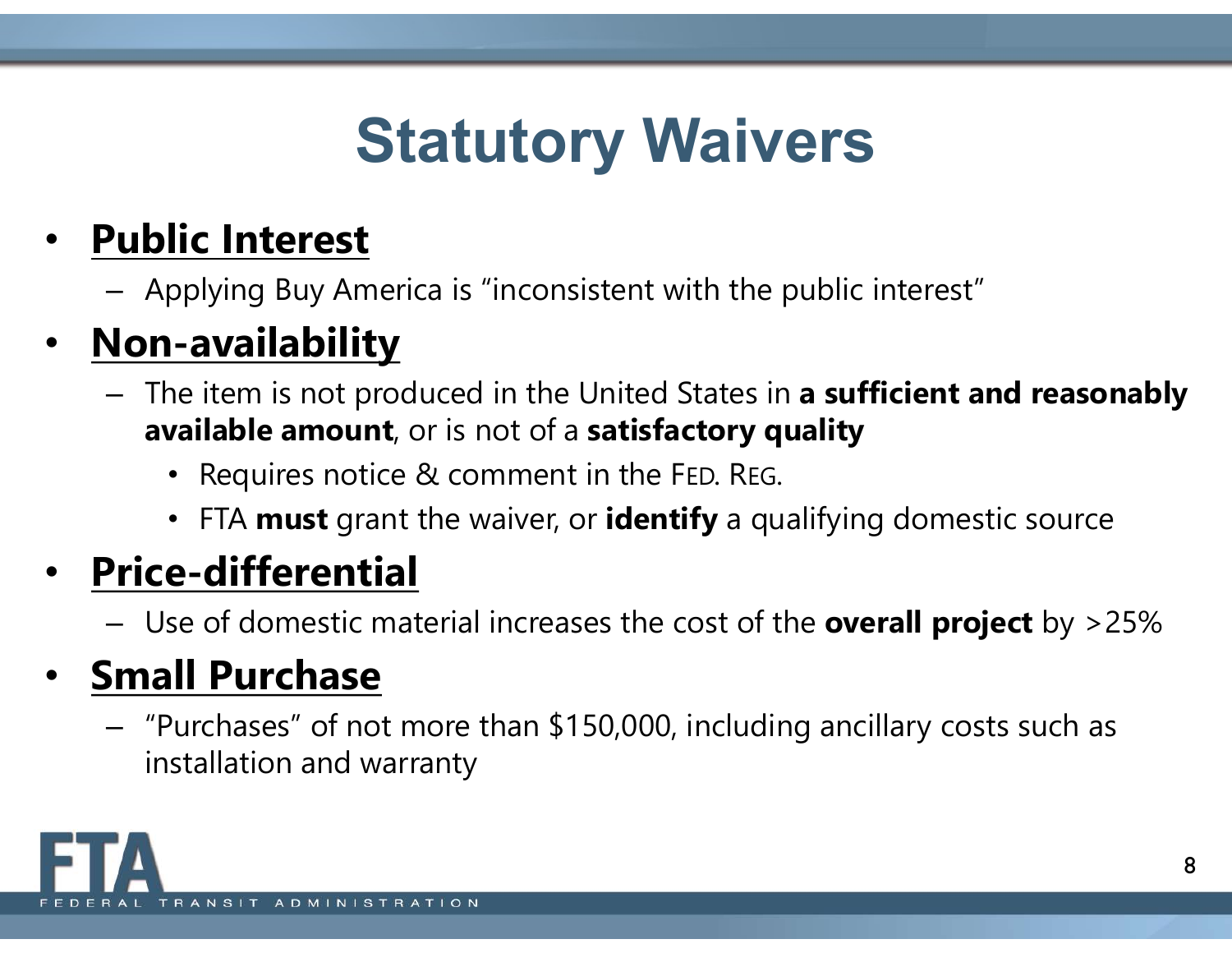# Statutory Waivers

- **Public Interest**
  - Applying Buy America is “inconsistent with the public interest”
- **Non-availability**
  - The item is not produced in the United States in **a sufficient and reasonably available amount**, or is not of a **satisfactory quality**
    - Requires notice & comment in the FED. REG.
    - FTA **must** grant the waiver, or **identify** a qualifying domestic source
- **Price-differential**
  - Use of domestic material increases the cost of the **overall project** by >25%
- **Small Purchase**
  - “Purchases” of not more than $150,000, including ancillary costs such as installation and warranty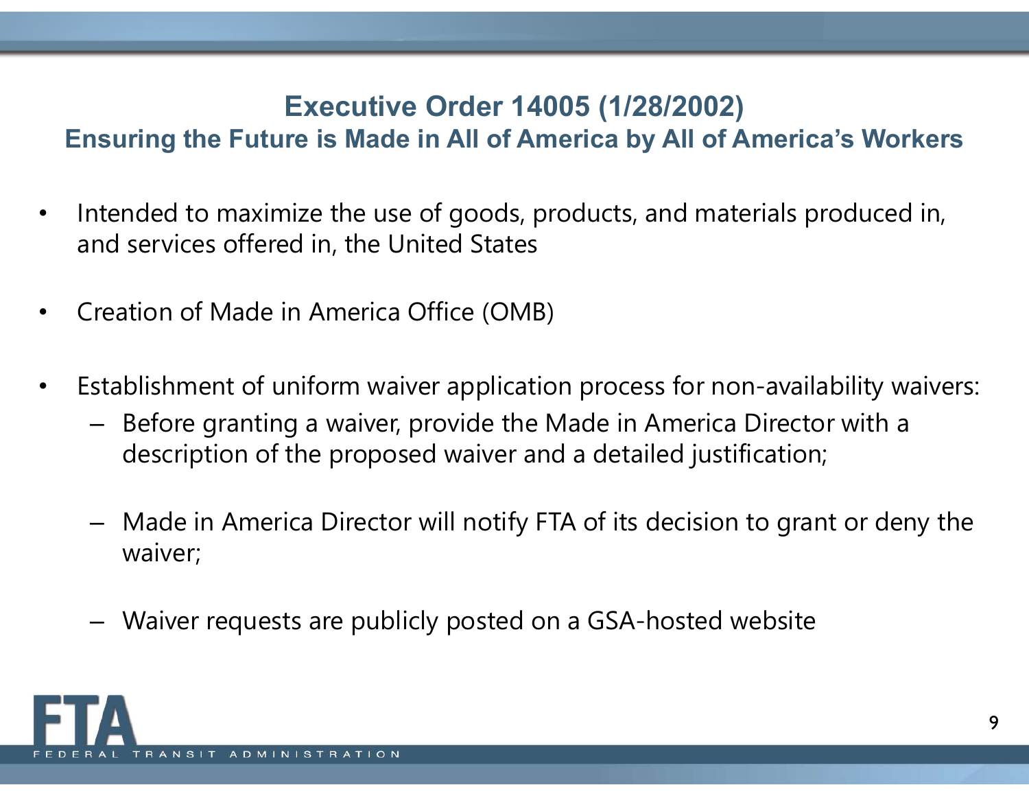# Executive Order 14005 (1/28/2002)

## Ensuring the Future is Made in All of America by All of America's Workers

- Intended to maximize the use of goods, products, and materials produced in, and services offered in, the United States
- Creation of Made in America Office (OMB)
- Establishment of uniform waiver application process for non-availability waivers:
  - Before granting a waiver, provide the Made in America Director with a description of the proposed waiver and a detailed justification;
  - Made in America Director will notify FTA of its decision to grant or deny the waiver;
  - Waiver requests are publicly posted on a GSA-hosted website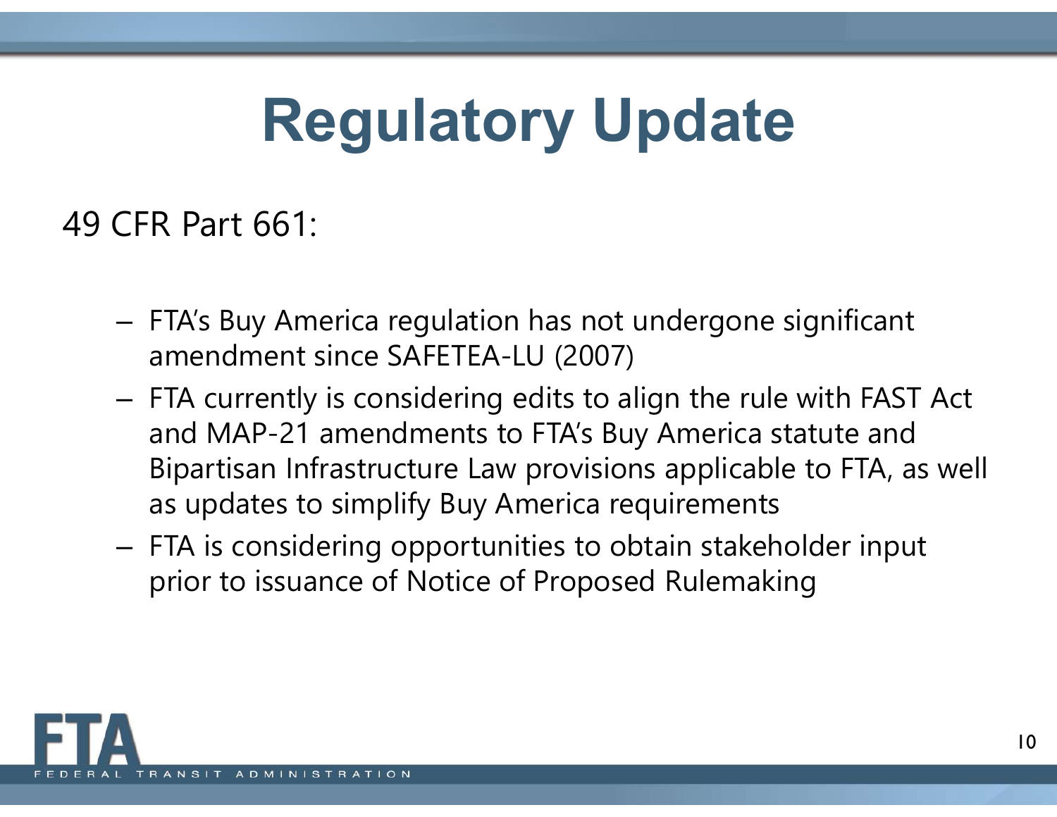# Regulatory Update

49 CFR Part 661:

- FTA's Buy America regulation has not undergone significant amendment since SAFETEA-LU (2007)
- FTA currently is considering edits to align the rule with FAST Act and MAP-21 amendments to FTA's Buy America statute and Bipartisan Infrastructure Law provisions applicable to FTA, as well as updates to simplify Buy America requirements
- FTA is considering opportunities to obtain stakeholder input prior to issuance of Notice of Proposed Rulemaking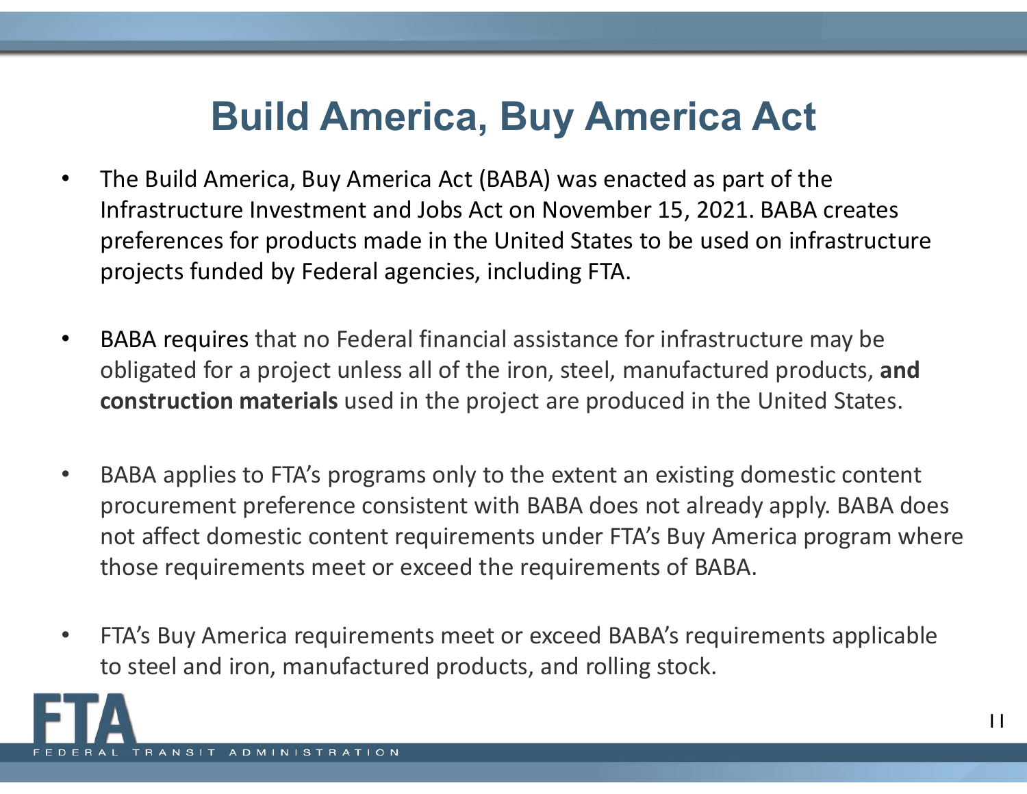# Build America, Buy America Act

- The Build America, Buy America Act (BABA) was enacted as part of the Infrastructure Investment and Jobs Act on November 15, 2021. BABA creates preferences for products made in the United States to be used on infrastructure projects funded by Federal agencies, including FTA.

- BABA requires that no Federal financial assistance for infrastructure may be obligated for a project unless all of the iron, steel, manufactured products, **and construction materials** used in the project are produced in the United States.

- BABA applies to FTA's programs only to the extent an existing domestic content procurement preference consistent with BABA does not already apply. BABA does not affect domestic content requirements under FTA's Buy America program where those requirements meet or exceed the requirements of BABA.

- FTA's Buy America requirements meet or exceed BABA's requirements applicable to steel and iron, manufactured products, and rolling stock.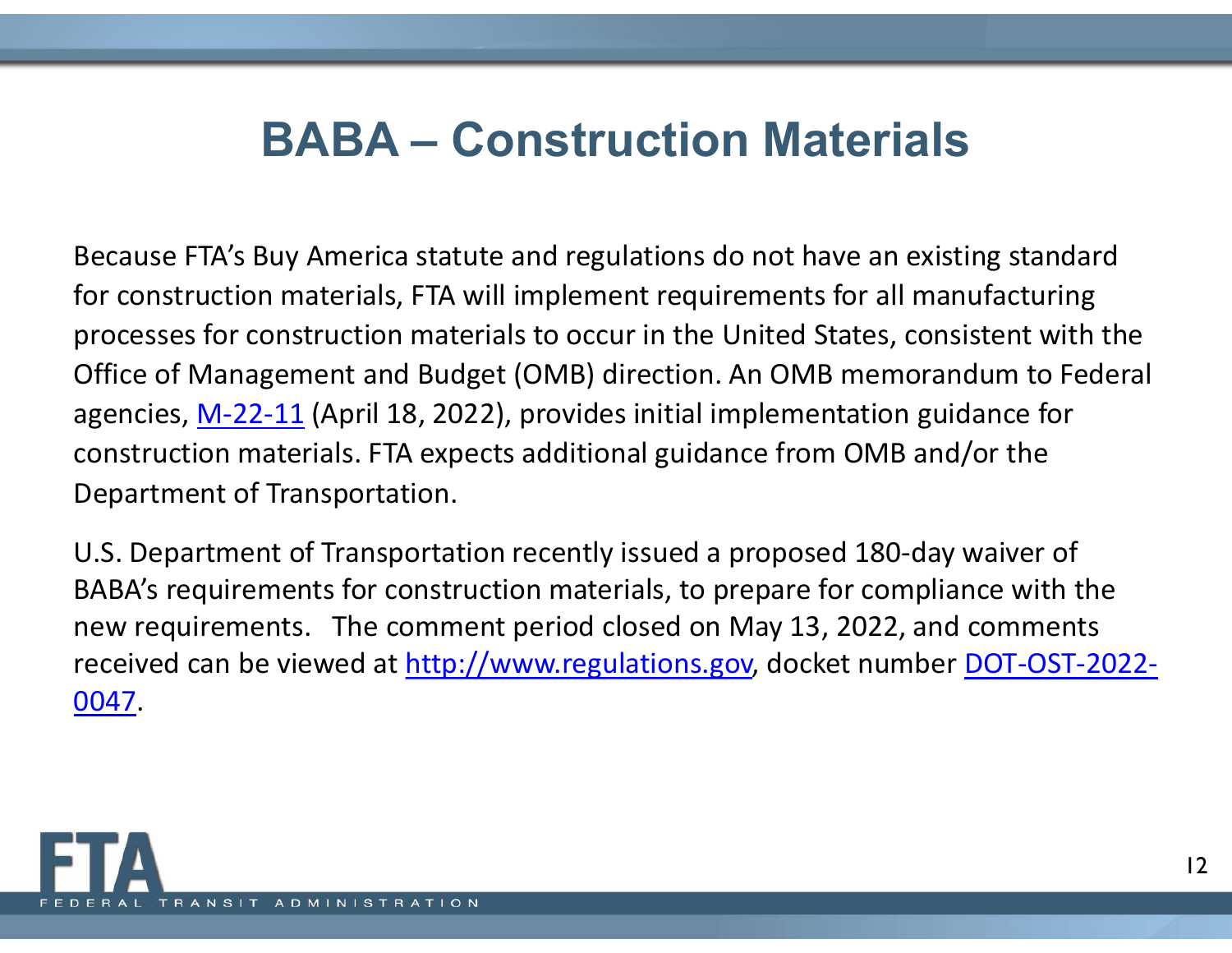# BABA – Construction Materials

Because FTA's Buy America statute and regulations do not have an existing standard for construction materials, FTA will implement requirements for all manufacturing processes for construction materials to occur in the United States, consistent with the Office of Management and Budget (OMB) direction. An OMB memorandum to Federal agencies, M-22-11 (April 18, 2022), provides initial implementation guidance for construction materials. FTA expects additional guidance from OMB and/or the Department of Transportation.

U.S. Department of Transportation recently issued a proposed 180-day waiver of BABA's requirements for construction materials, to prepare for compliance with the new requirements. The comment period closed on May 13, 2022, and comments received can be viewed at http://www.regulations.gov, docket number DOT-OST-2022-0047.